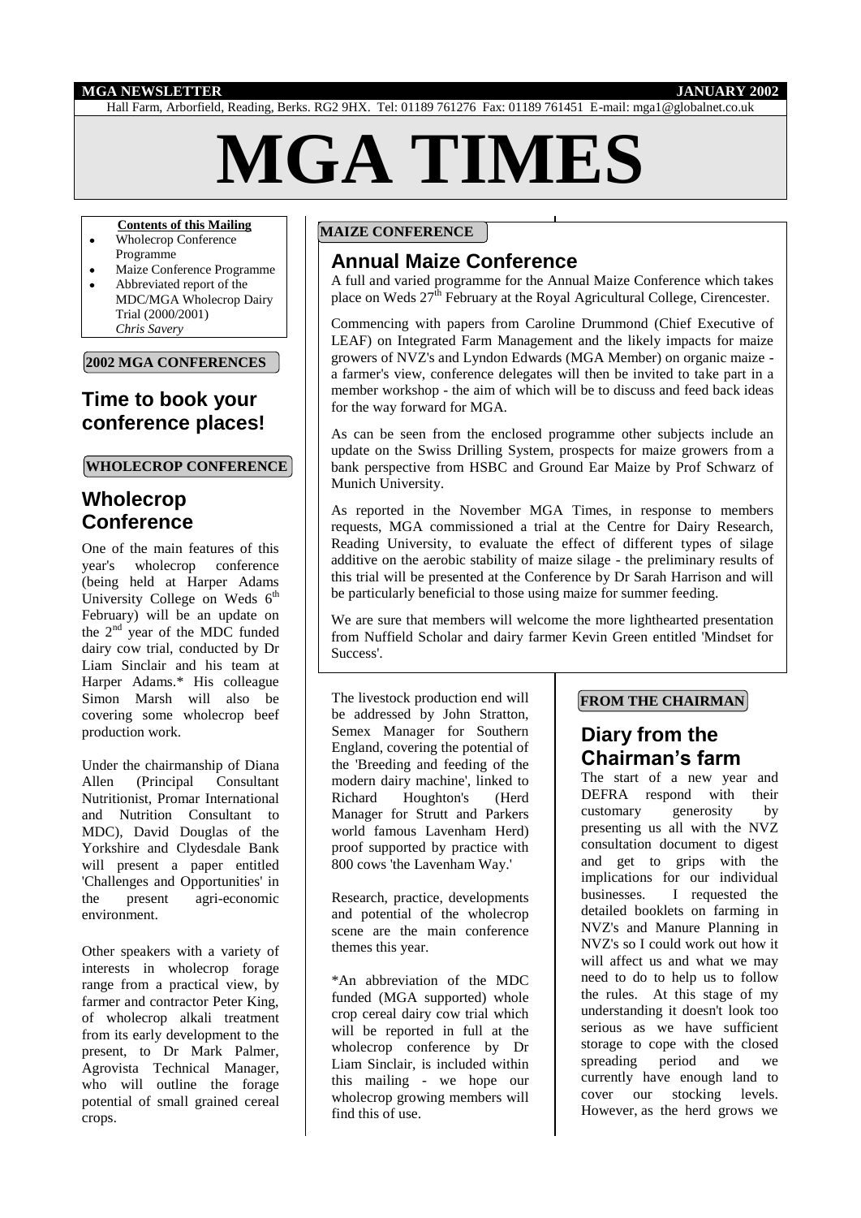MGA NEWSLETTER JANUARY 2002

Hall Farm, Arborfield, Reading, Berks. RG2 9HX. Tel: 01189 761276 Fax: 01189 761451 E-mail: mga1@globalnet.co.uk

# MGA TIMES

**Contents of this Mailing**

- Wholecrop Conference Programme
- Maize Conference Programme
- Abbreviated report of the MDC/MGA Wholecrop Dairy Trial (2000/2001) *Chris Savery*

**2002 MGA CONFERENCES**

## Time to book your conference places!

**WHOLECROP CONFERENCE**

## Wholecrop Conference

One of the main features of this year's wholecrop conference (being held at Harper Adams University College on Weds 6th February) will be an update on the 2nd year of the MDC funded dairy cow trial, conducted by Dr Liam Sinclair and his team at Harper Adams.* His colleague Simon Marsh will also be covering some wholecrop beef production work.

Under the chairmanship of Diana Allen (Principal Consultant Nutritionist, Promar International and Nutrition Consultant to MDC), David Douglas of the Yorkshire and Clydesdale Bank will present a paper entitled 'Challenges and Opportunities' in the present agri-economic environment.

Other speakers with a variety of interests in wholecrop forage range from a practical view, by farmer and contractor Peter King, of wholecrop alkali treatment from its early development to the present, to Dr Mark Palmer, Agrovista Technical Manager, who will outline the forage potential of small grained cereal crops.

The livestock production end will be addressed by John Stratton, Semex Manager for Southern England, covering the potential of the 'Breeding and feeding of the modern dairy machine', linked to Richard Houghton's (Herd Manager for Strutt and Parkers world famous Lavenham Herd) proof supported by practice with 800 cows 'the Lavenham Way.'

Research, practice, developments and potential of the wholecrop scene are the main conference themes this year.

*An abbreviation of the MDC funded (MGA supported) whole crop cereal dairy cow trial which will be reported in full at the wholecrop conference by Dr Liam Sinclair, is included within this mailing - we hope our wholecrop growing members will find this of use.

**MAIZE CONFERENCE**

## Annual Maize Conference

A full and varied programme for the Annual Maize Conference which takes place on Weds 27th February at the Royal Agricultural College, Cirencester.

Commencing with papers from Caroline Drummond (Chief Executive of LEAF) on Integrated Farm Management and the likely impacts for maize growers of NVZ's and Lyndon Edwards (MGA Member) on organic maize - a farmer's view, conference delegates will then be invited to take part in a member workshop - the aim of which will be to discuss and feed back ideas for the way forward for MGA.

As can be seen from the enclosed programme other subjects include an update on the Swiss Drilling System, prospects for maize growers from a bank perspective from HSBC and Ground Ear Maize by Prof Schwarz of Munich University.

As reported in the November MGA Times, in response to members requests, MGA commissioned a trial at the Centre for Dairy Research, Reading University, to evaluate the effect of different types of silage additive on the aerobic stability of maize silage - the preliminary results of this trial will be presented at the Conference by Dr Sarah Harrison and will be particularly beneficial to those using maize for summer feeding.

We are sure that members will welcome the more lighthearted presentation from Nuffield Scholar and dairy farmer Kevin Green entitled 'Mindset for Success'.

**FROM THE CHAIRMAN**

## Diary from the Chairman's farm

The start of a new year and DEFRA respond with their customary generosity by presenting us all with the NVZ consultation document to digest and get to grips with the implications for our individual businesses. I requested the detailed booklets on farming in NVZ's and Manure Planning in NVZ's so I could work out how it will affect us and what we may need to do to help us to follow the rules. At this stage of my understanding it doesn't look too serious as we have sufficient storage to cope with the closed spreading period and we currently have enough land to cover our stocking levels. However, as the herd grows we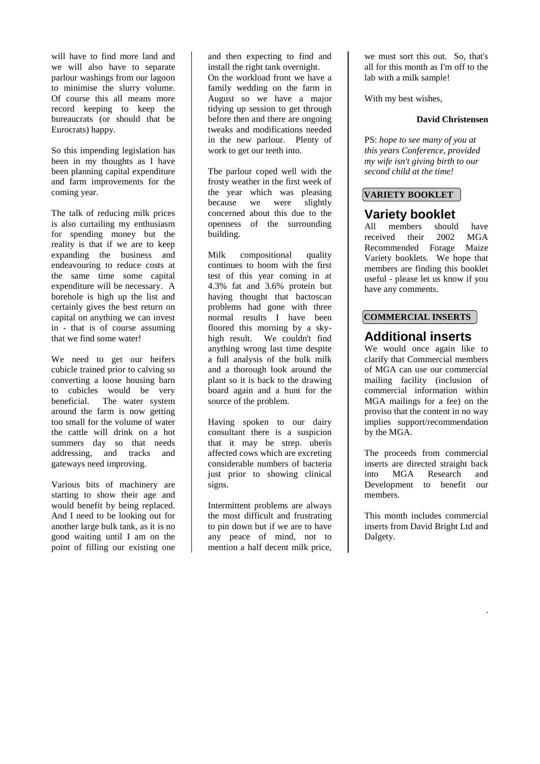will have to find more land and we will also have to separate parlour washings from our lagoon to minimise the slurry volume. Of course this all means more record keeping to keep the bureaucrats (or should that be Eurocrats) happy.

So this impending legislation has been in my thoughts as I have been planning capital expenditure and farm improvements for the coming year.

The talk of reducing milk prices is also curtailing my enthusiasm for spending money but the reality is that if we are to keep expanding the business and endeavouring to reduce costs at the same time some capital expenditure will be necessary. A borehole is high up the list and certainly gives the best return on capital on anything we can invest in - that is of course assuming that we find some water!

We need to get our heifers cubicle trained prior to calving so converting a loose housing barn to cubicles would be very beneficial. The water system around the farm is now getting too small for the volume of water the cattle will drink on a hot summers day so that needs addressing, and tracks and gateways need improving.

Various bits of machinery are starting to show their age and would benefit by being replaced. And I need to be looking out for another large bulk tank, as it is no good waiting until I am on the point of filling our existing one and then expecting to find and install the right tank overnight.

On the workload front we have a family wedding on the farm in August so we have a major tidying up session to get through before then and there are ongoing tweaks and modifications needed in the new parlour. Plenty of work to get our teeth into.

The parlour coped well with the frosty weather in the first week of the year which was pleasing because we were slightly concerned about this due to the openness of the surrounding building.

Milk compositional quality continues to boom with the first test of this year coming in at 4.3% fat and 3.6% protein but having thought that bactoscan problems had gone with three normal results I have been floored this morning by a sky-high result. We couldn't find anything wrong last time despite a full analysis of the bulk milk and a thorough look around the plant so it is back to the drawing board again and a hunt for the source of the problem.

Having spoken to our dairy consultant there is a suspicion that it may be strep. uberis affected cows which are excreting considerable numbers of bacteria just prior to showing clinical signs.

Intermittent problems are always the most difficult and frustrating to pin down but if we are to have any peace of mind, not to mention a half decent milk price, we must sort this out. So, that's all for this month as I'm off to the lab with a milk sample!

With my best wishes,

**David Christensen**

PS: *hope to see many of you at this years Conference, provided my wife isn't giving birth to our second child at the time!*

**VARIETY BOOKLET**

## Variety booklet

All members should have received their 2002 MGA Recommended Forage Maize Variety booklets. We hope that members are finding this booklet useful - please let us know if you have any comments.

**COMMERCIAL INSERTS**

## Additional inserts

We would once again like to clarify that Commercial members of MGA can use our commercial mailing facility (inclusion of commercial information within MGA mailings for a fee) on the proviso that the content in no way implies support/recommendation by the MGA.

The proceeds from commercial inserts are directed straight back into MGA Research and Development to benefit our members.

This month includes commercial inserts from David Bright Ltd and Dalgety.